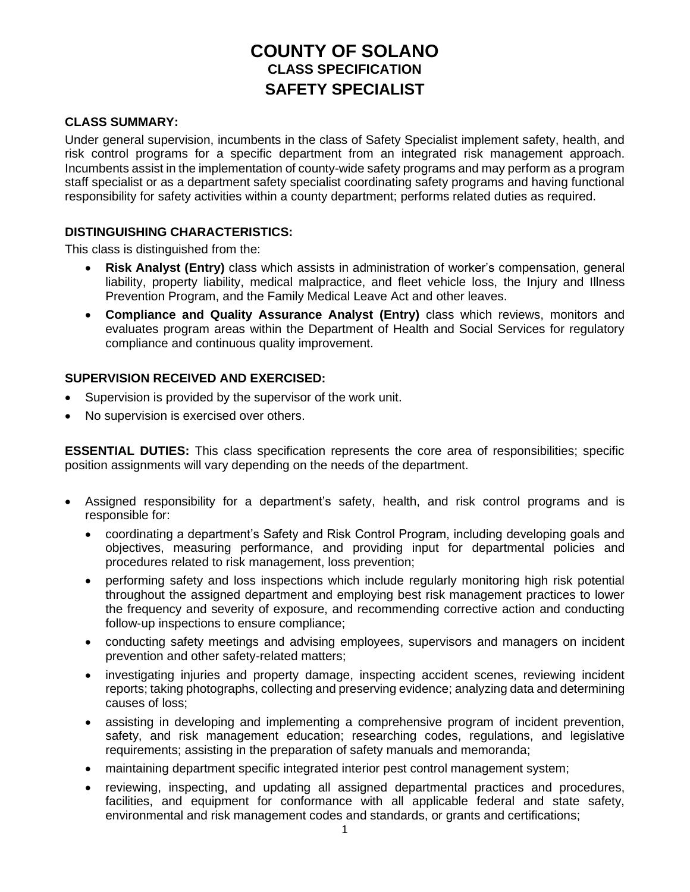# COUNTY OF SOLANO
## CLASS SPECIFICATION
## SAFETY SPECIALIST

### CLASS SUMMARY:

Under general supervision, incumbents in the class of Safety Specialist implement safety, health, and risk control programs for a specific department from an integrated risk management approach. Incumbents assist in the implementation of county-wide safety programs and may perform as a program staff specialist or as a department safety specialist coordinating safety programs and having functional responsibility for safety activities within a county department; performs related duties as required.

### DISTINGUISHING CHARACTERISTICS:

This class is distinguished from the:

- **Risk Analyst (Entry)** class which assists in administration of worker's compensation, general liability, property liability, medical malpractice, and fleet vehicle loss, the Injury and Illness Prevention Program, and the Family Medical Leave Act and other leaves.
- **Compliance and Quality Assurance Analyst (Entry)** class which reviews, monitors and evaluates program areas within the Department of Health and Social Services for regulatory compliance and continuous quality improvement.

### SUPERVISION RECEIVED AND EXERCISED:

- Supervision is provided by the supervisor of the work unit.
- No supervision is exercised over others.

**ESSENTIAL DUTIES:** This class specification represents the core area of responsibilities; specific position assignments will vary depending on the needs of the department.

- Assigned responsibility for a department's safety, health, and risk control programs and is responsible for:
  - coordinating a department's Safety and Risk Control Program, including developing goals and objectives, measuring performance, and providing input for departmental policies and procedures related to risk management, loss prevention;
  - performing safety and loss inspections which include regularly monitoring high risk potential throughout the assigned department and employing best risk management practices to lower the frequency and severity of exposure, and recommending corrective action and conducting follow-up inspections to ensure compliance;
  - conducting safety meetings and advising employees, supervisors and managers on incident prevention and other safety-related matters;
  - investigating injuries and property damage, inspecting accident scenes, reviewing incident reports; taking photographs, collecting and preserving evidence; analyzing data and determining causes of loss;
  - assisting in developing and implementing a comprehensive program of incident prevention, safety, and risk management education; researching codes, regulations, and legislative requirements; assisting in the preparation of safety manuals and memoranda;
  - maintaining department specific integrated interior pest control management system;
  - reviewing, inspecting, and updating all assigned departmental practices and procedures, facilities, and equipment for conformance with all applicable federal and state safety, environmental and risk management codes and standards, or grants and certifications;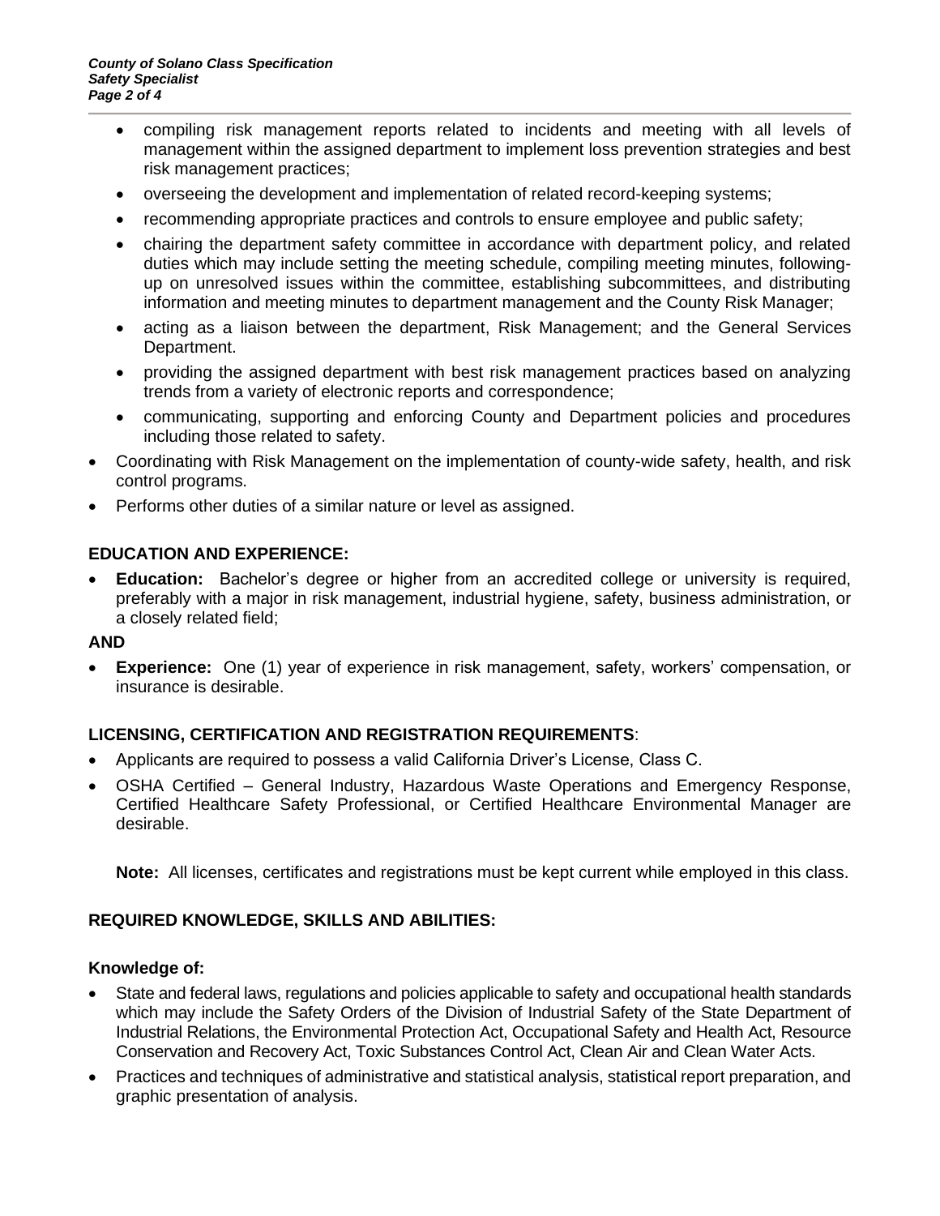- compiling risk management reports related to incidents and meeting with all levels of management within the assigned department to implement loss prevention strategies and best risk management practices;
    - overseeing the development and implementation of related record-keeping systems;
    - recommending appropriate practices and controls to ensure employee and public safety;
    - chairing the department safety committee in accordance with department policy, and related duties which may include setting the meeting schedule, compiling meeting minutes, following-up on unresolved issues within the committee, establishing subcommittees, and distributing information and meeting minutes to department management and the County Risk Manager;
    - acting as a liaison between the department, Risk Management; and the General Services Department.
    - providing the assigned department with best risk management practices based on analyzing trends from a variety of electronic reports and correspondence;
    - communicating, supporting and enforcing County and Department policies and procedures including those related to safety.
- Coordinating with Risk Management on the implementation of county-wide safety, health, and risk control programs.
- Performs other duties of a similar nature or level as assigned.

## EDUCATION AND EXPERIENCE:

- **Education:** Bachelor's degree or higher from an accredited college or university is required, preferably with a major in risk management, industrial hygiene, safety, business administration, or a closely related field;

**AND**

- **Experience:** One (1) year of experience in risk management, safety, workers' compensation, or insurance is desirable.

## LICENSING, CERTIFICATION AND REGISTRATION REQUIREMENTS:

- Applicants are required to possess a valid California Driver's License, Class C.
- OSHA Certified – General Industry, Hazardous Waste Operations and Emergency Response, Certified Healthcare Safety Professional, or Certified Healthcare Environmental Manager are desirable.

**Note:** All licenses, certificates and registrations must be kept current while employed in this class.

## REQUIRED KNOWLEDGE, SKILLS AND ABILITIES:

### Knowledge of:

- State and federal laws, regulations and policies applicable to safety and occupational health standards which may include the Safety Orders of the Division of Industrial Safety of the State Department of Industrial Relations, the Environmental Protection Act, Occupational Safety and Health Act, Resource Conservation and Recovery Act, Toxic Substances Control Act, Clean Air and Clean Water Acts.
- Practices and techniques of administrative and statistical analysis, statistical report preparation, and graphic presentation of analysis.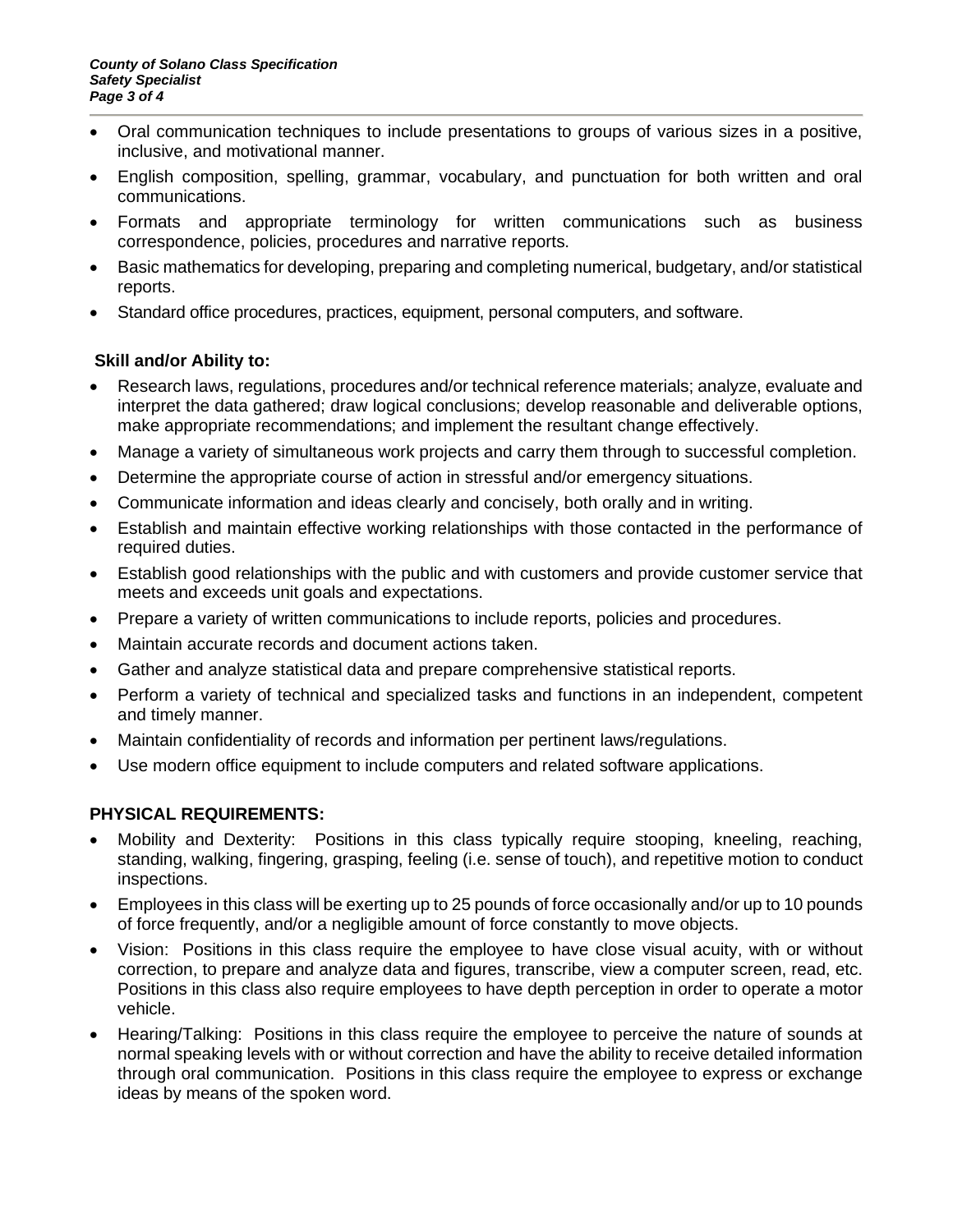- Oral communication techniques to include presentations to groups of various sizes in a positive, inclusive, and motivational manner.
- English composition, spelling, grammar, vocabulary, and punctuation for both written and oral communications.
- Formats and appropriate terminology for written communications such as business correspondence, policies, procedures and narrative reports.
- Basic mathematics for developing, preparing and completing numerical, budgetary, and/or statistical reports.
- Standard office procedures, practices, equipment, personal computers, and software.

**Skill and/or Ability to:**

- Research laws, regulations, procedures and/or technical reference materials; analyze, evaluate and interpret the data gathered; draw logical conclusions; develop reasonable and deliverable options, make appropriate recommendations; and implement the resultant change effectively.
- Manage a variety of simultaneous work projects and carry them through to successful completion.
- Determine the appropriate course of action in stressful and/or emergency situations.
- Communicate information and ideas clearly and concisely, both orally and in writing.
- Establish and maintain effective working relationships with those contacted in the performance of required duties.
- Establish good relationships with the public and with customers and provide customer service that meets and exceeds unit goals and expectations.
- Prepare a variety of written communications to include reports, policies and procedures.
- Maintain accurate records and document actions taken.
- Gather and analyze statistical data and prepare comprehensive statistical reports.
- Perform a variety of technical and specialized tasks and functions in an independent, competent and timely manner.
- Maintain confidentiality of records and information per pertinent laws/regulations.
- Use modern office equipment to include computers and related software applications.

**PHYSICAL REQUIREMENTS:**

- Mobility and Dexterity: Positions in this class typically require stooping, kneeling, reaching, standing, walking, fingering, grasping, feeling (i.e. sense of touch), and repetitive motion to conduct inspections.
- Employees in this class will be exerting up to 25 pounds of force occasionally and/or up to 10 pounds of force frequently, and/or a negligible amount of force constantly to move objects.
- Vision: Positions in this class require the employee to have close visual acuity, with or without correction, to prepare and analyze data and figures, transcribe, view a computer screen, read, etc. Positions in this class also require employees to have depth perception in order to operate a motor vehicle.
- Hearing/Talking: Positions in this class require the employee to perceive the nature of sounds at normal speaking levels with or without correction and have the ability to receive detailed information through oral communication. Positions in this class require the employee to express or exchange ideas by means of the spoken word.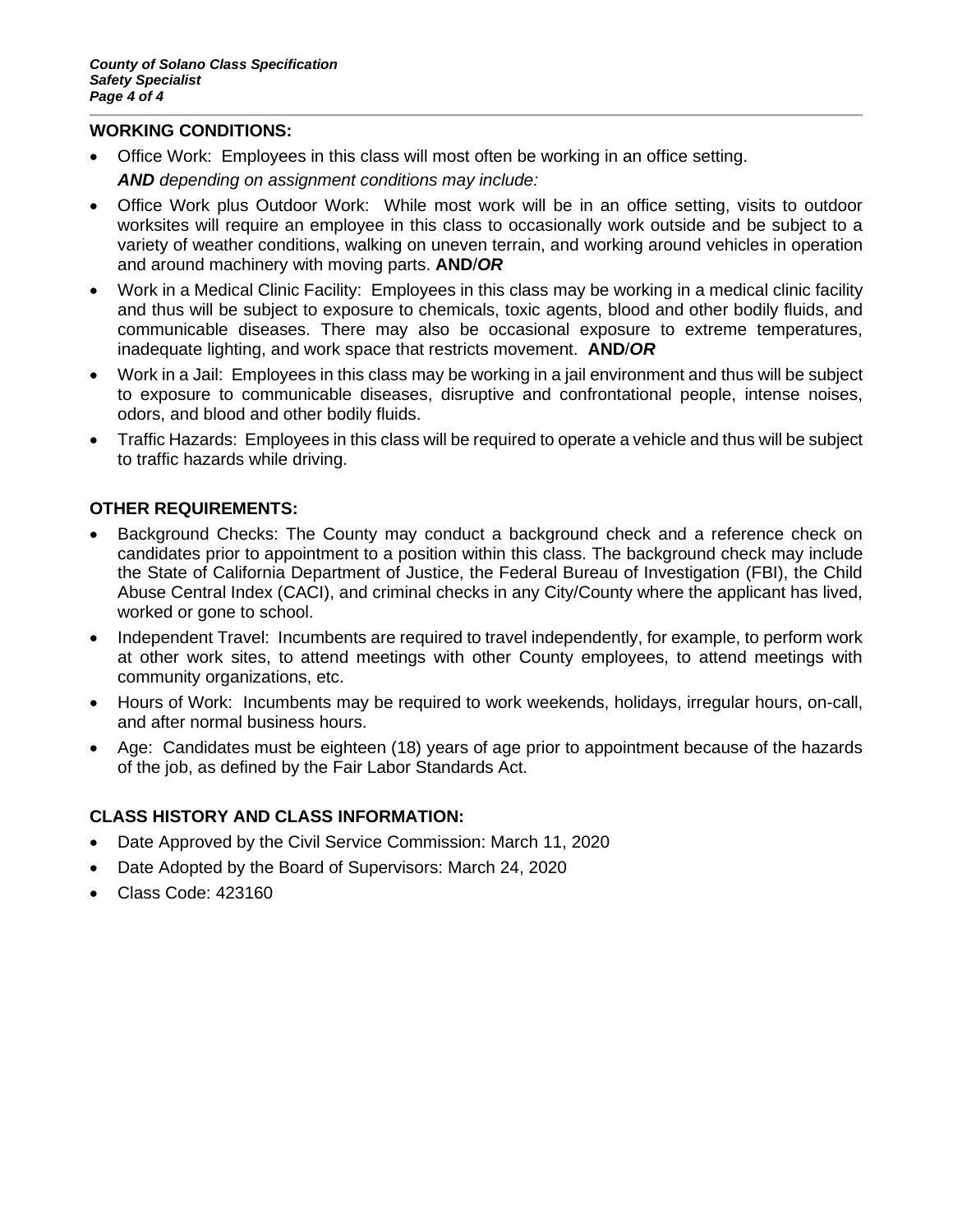## WORKING CONDITIONS:

- Office Work: Employees in this class will most often be working in an office setting.

  ***AND** depending on assignment conditions may include:*

- Office Work plus Outdoor Work: While most work will be in an office setting, visits to outdoor worksites will require an employee in this class to occasionally work outside and be subject to a variety of weather conditions, walking on uneven terrain, and working around vehicles in operation and around machinery with moving parts. **AND**/***OR***
- Work in a Medical Clinic Facility: Employees in this class may be working in a medical clinic facility and thus will be subject to exposure to chemicals, toxic agents, blood and other bodily fluids, and communicable diseases. There may also be occasional exposure to extreme temperatures, inadequate lighting, and work space that restricts movement. **AND**/***OR***
- Work in a Jail: Employees in this class may be working in a jail environment and thus will be subject to exposure to communicable diseases, disruptive and confrontational people, intense noises, odors, and blood and other bodily fluids.
- Traffic Hazards: Employees in this class will be required to operate a vehicle and thus will be subject to traffic hazards while driving.

## OTHER REQUIREMENTS:

- Background Checks: The County may conduct a background check and a reference check on candidates prior to appointment to a position within this class. The background check may include the State of California Department of Justice, the Federal Bureau of Investigation (FBI), the Child Abuse Central Index (CACI), and criminal checks in any City/County where the applicant has lived, worked or gone to school.
- Independent Travel: Incumbents are required to travel independently, for example, to perform work at other work sites, to attend meetings with other County employees, to attend meetings with community organizations, etc.
- Hours of Work: Incumbents may be required to work weekends, holidays, irregular hours, on-call, and after normal business hours.
- Age: Candidates must be eighteen (18) years of age prior to appointment because of the hazards of the job, as defined by the Fair Labor Standards Act.

## CLASS HISTORY AND CLASS INFORMATION:

- Date Approved by the Civil Service Commission: March 11, 2020
- Date Adopted by the Board of Supervisors: March 24, 2020
- Class Code: 423160